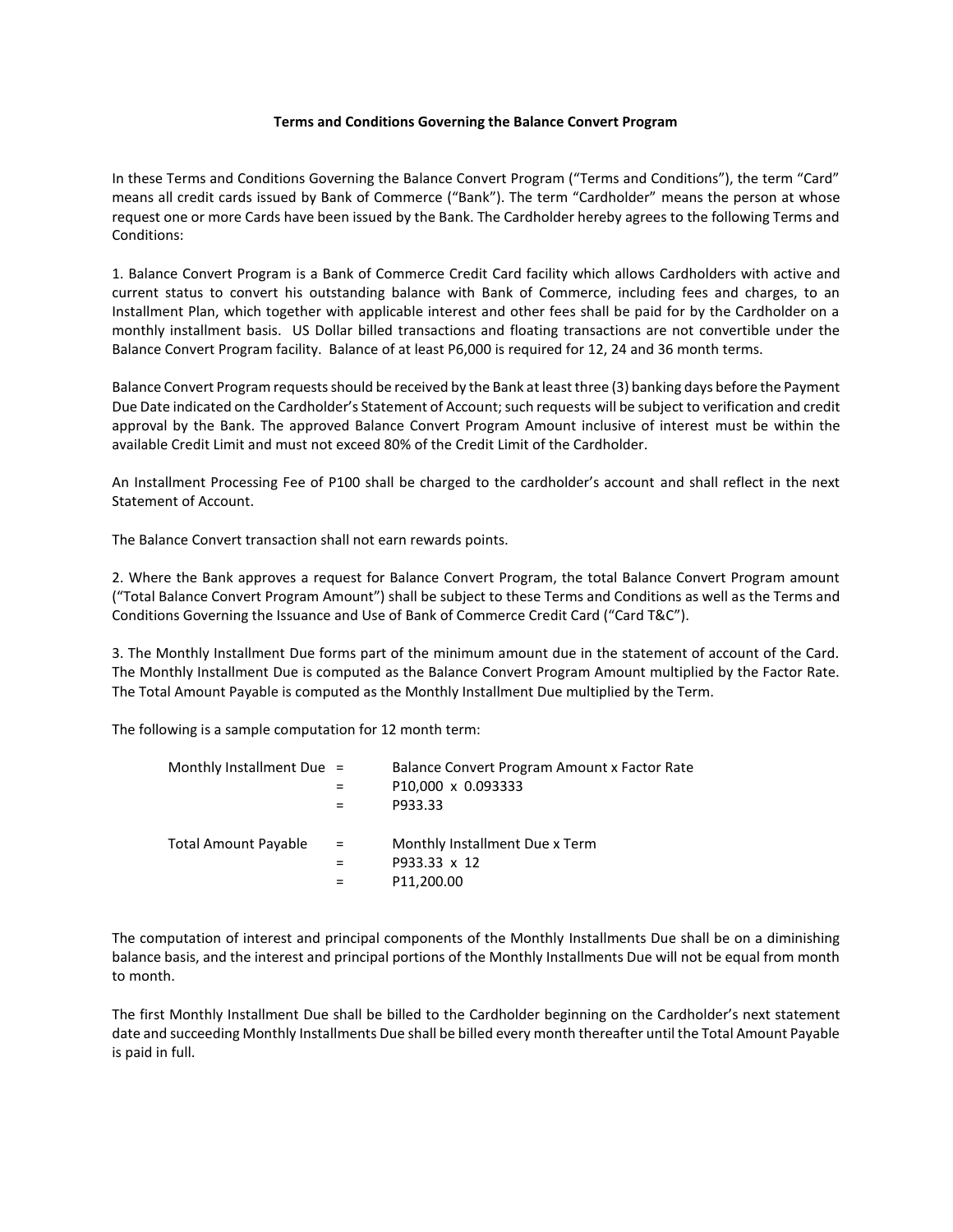**Terms and Conditions Governing the Balance Convert Program**

In these Terms and Conditions Governing the Balance Convert Program ("Terms and Conditions"), the term "Card" means all credit cards issued by Bank of Commerce ("Bank"). The term "Cardholder" means the person at whose request one or more Cards have been issued by the Bank. The Cardholder hereby agrees to the following Terms and Conditions:

1. Balance Convert Program is a Bank of Commerce Credit Card facility which allows Cardholders with active and current status to convert his outstanding balance with Bank of Commerce, including fees and charges, to an Installment Plan, which together with applicable interest and other fees shall be paid for by the Cardholder on a monthly installment basis. US Dollar billed transactions and floating transactions are not convertible under the Balance Convert Program facility. Balance of at least P6,000 is required for 12, 24 and 36 month terms.

Balance Convert Program requests should be received by the Bank at least three (3) banking days before the Payment Due Date indicated on the Cardholder's Statement of Account; such requests will be subject to verification and credit approval by the Bank. The approved Balance Convert Program Amount inclusive of interest must be within the available Credit Limit and must not exceed 80% of the Credit Limit of the Cardholder.

An Installment Processing Fee of P100 shall be charged to the cardholder's account and shall reflect in the next Statement of Account.

The Balance Convert transaction shall not earn rewards points.

2. Where the Bank approves a request for Balance Convert Program, the total Balance Convert Program amount ("Total Balance Convert Program Amount") shall be subject to these Terms and Conditions as well as the Terms and Conditions Governing the Issuance and Use of Bank of Commerce Credit Card ("Card T&C").

3. The Monthly Installment Due forms part of the minimum amount due in the statement of account of the Card. The Monthly Installment Due is computed as the Balance Convert Program Amount multiplied by the Factor Rate. The Total Amount Payable is computed as the Monthly Installment Due multiplied by the Term.

The following is a sample computation for 12 month term:

| | | |
|---|---|---|
| Monthly Installment Due | = | Balance Convert Program Amount x Factor Rate |
| | = | P10,000 x 0.093333 |
| | = | P933.33 |
| | | |
| Total Amount Payable | = | Monthly Installment Due x Term |
| | = | P933.33 x 12 |
| | = | P11,200.00 |

The computation of interest and principal components of the Monthly Installments Due shall be on a diminishing balance basis, and the interest and principal portions of the Monthly Installments Due will not be equal from month to month.

The first Monthly Installment Due shall be billed to the Cardholder beginning on the Cardholder's next statement date and succeeding Monthly Installments Due shall be billed every month thereafter until the Total Amount Payable is paid in full.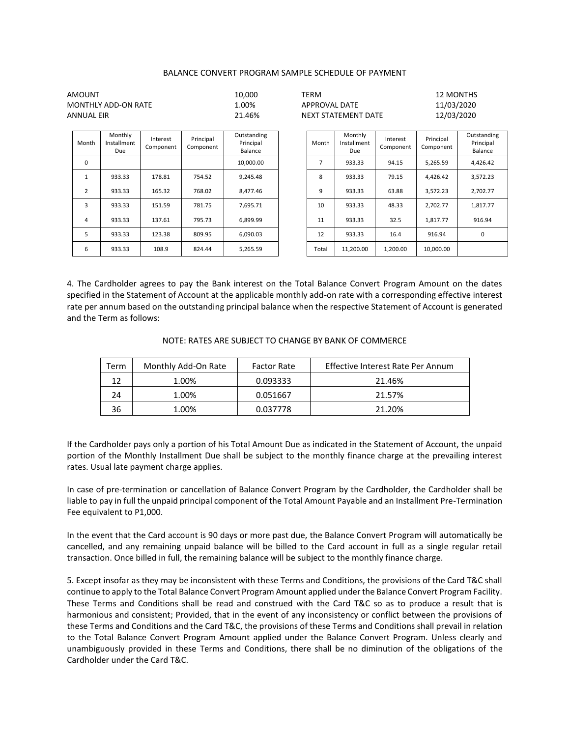BALANCE CONVERT PROGRAM SAMPLE SCHEDULE OF PAYMENT

| | | | |
|---|---|---|---|
| AMOUNT | 10,000 | TERM | 12 MONTHS |
| MONTHLY ADD-ON RATE | 1.00% | APPROVAL DATE | 11/03/2020 |
| ANNUAL EIR | 21.46% | NEXT STATEMENT DATE | 12/03/2020 |

| Month | Monthly Installment Due | Interest Component | Principal Component | Outstanding Principal Balance |
|---|---|---|---|---|
| 0 | | | | 10,000.00 |
| 1 | 933.33 | 178.81 | 754.52 | 9,245.48 |
| 2 | 933.33 | 165.32 | 768.02 | 8,477.46 |
| 3 | 933.33 | 151.59 | 781.75 | 7,695.71 |
| 4 | 933.33 | 137.61 | 795.73 | 6,899.99 |
| 5 | 933.33 | 123.38 | 809.95 | 6,090.03 |
| 6 | 933.33 | 108.9 | 824.44 | 5,265.59 |
| 7 | 933.33 | 94.15 | 5,265.59 | 4,426.42 |
| 8 | 933.33 | 79.15 | 4,426.42 | 3,572.23 |
| 9 | 933.33 | 63.88 | 3,572.23 | 2,702.77 |
| 10 | 933.33 | 48.33 | 2,702.77 | 1,817.77 |
| 11 | 933.33 | 32.5 | 1,817.77 | 916.94 |
| 12 | 933.33 | 16.4 | 916.94 | 0 |
| Total | 11,200.00 | 1,200.00 | 10,000.00 | |

4. The Cardholder agrees to pay the Bank interest on the Total Balance Convert Program Amount on the dates specified in the Statement of Account at the applicable monthly add-on rate with a corresponding effective interest rate per annum based on the outstanding principal balance when the respective Statement of Account is generated and the Term as follows:

NOTE: RATES ARE SUBJECT TO CHANGE BY BANK OF COMMERCE

| Term | Monthly Add-On Rate | Factor Rate | Effective Interest Rate Per Annum |
|---|---|---|---|
| 12 | 1.00% | 0.093333 | 21.46% |
| 24 | 1.00% | 0.051667 | 21.57% |
| 36 | 1.00% | 0.037778 | 21.20% |

If the Cardholder pays only a portion of his Total Amount Due as indicated in the Statement of Account, the unpaid portion of the Monthly Installment Due shall be subject to the monthly finance charge at the prevailing interest rates. Usual late payment charge applies.

In case of pre-termination or cancellation of Balance Convert Program by the Cardholder, the Cardholder shall be liable to pay in full the unpaid principal component of the Total Amount Payable and an Installment Pre-Termination Fee equivalent to P1,000.

In the event that the Card account is 90 days or more past due, the Balance Convert Program will automatically be cancelled, and any remaining unpaid balance will be billed to the Card account in full as a single regular retail transaction. Once billed in full, the remaining balance will be subject to the monthly finance charge.

5. Except insofar as they may be inconsistent with these Terms and Conditions, the provisions of the Card T&C shall continue to apply to the Total Balance Convert Program Amount applied under the Balance Convert Program Facility. These Terms and Conditions shall be read and construed with the Card T&C so as to produce a result that is harmonious and consistent; Provided, that in the event of any inconsistency or conflict between the provisions of these Terms and Conditions and the Card T&C, the provisions of these Terms and Conditions shall prevail in relation to the Total Balance Convert Program Amount applied under the Balance Convert Program. Unless clearly and unambiguously provided in these Terms and Conditions, there shall be no diminution of the obligations of the Cardholder under the Card T&C.